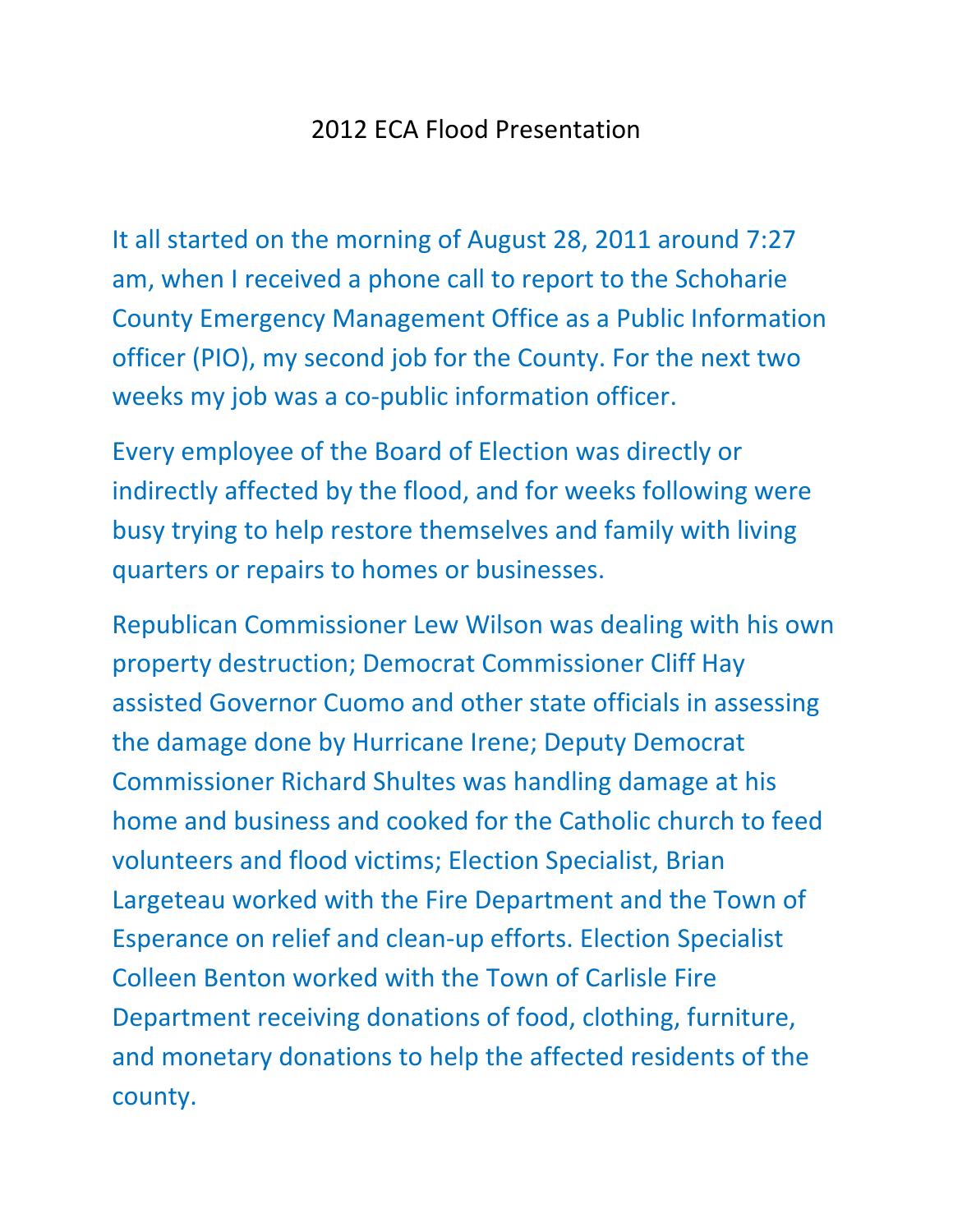# 2012 ECA Flood Presentation

It all started on the morning of August 28, 2011 around 7:27 am, when I received a phone call to report to the Schoharie County Emergency Management Office as a Public Information officer (PIO), my second job for the County. For the next two weeks my job was a co-public information officer.

Every employee of the Board of Election was directly or indirectly affected by the flood, and for weeks following were busy trying to help restore themselves and family with living quarters or repairs to homes or businesses.

Republican Commissioner Lew Wilson was dealing with his own property destruction; Democrat Commissioner Cliff Hay assisted Governor Cuomo and other state officials in assessing the damage done by Hurricane Irene; Deputy Democrat Commissioner Richard Shultes was handling damage at his home and business and cooked for the Catholic church to feed volunteers and flood victims; Election Specialist, Brian Largeteau worked with the Fire Department and the Town of Esperance on relief and clean-up efforts. Election Specialist Colleen Benton worked with the Town of Carlisle Fire Department receiving donations of food, clothing, furniture, and monetary donations to help the affected residents of the county.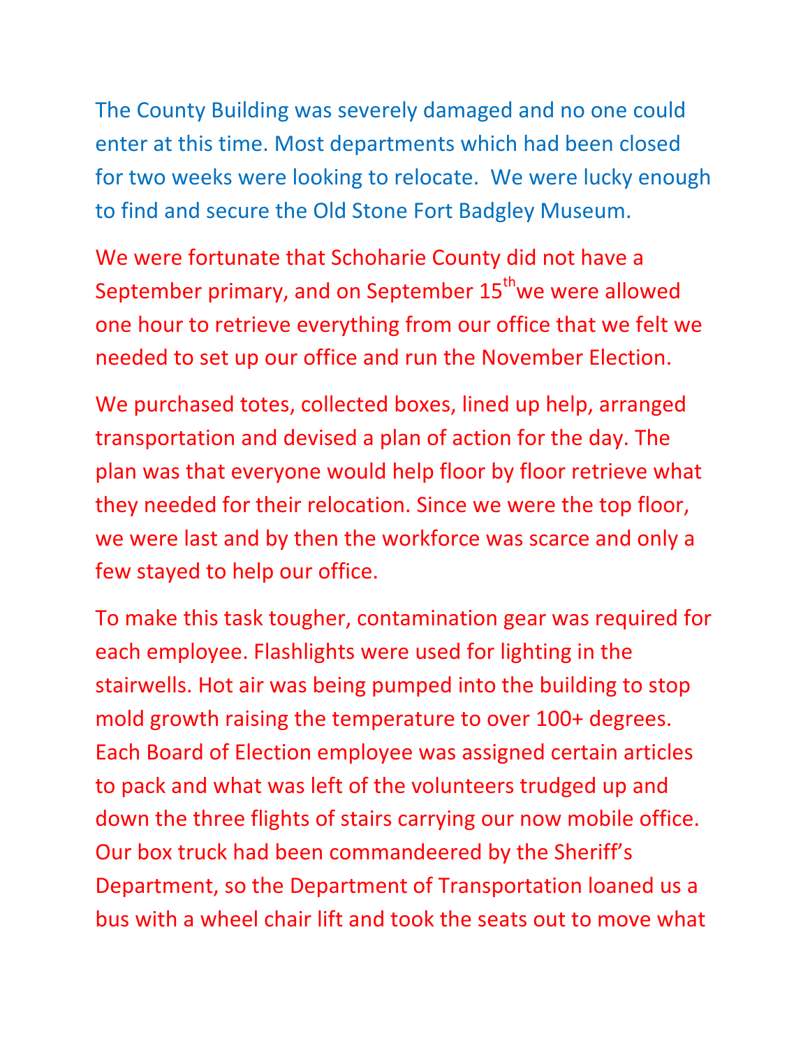The County Building was severely damaged and no one could enter at this time. Most departments which had been closed for two weeks were looking to relocate. We were lucky enough to find and secure the Old Stone Fort Badgley Museum.

We were fortunate that Schoharie County did not have a September primary, and on September 15th we were allowed one hour to retrieve everything from our office that we felt we needed to set up our office and run the November Election.

We purchased totes, collected boxes, lined up help, arranged transportation and devised a plan of action for the day. The plan was that everyone would help floor by floor retrieve what they needed for their relocation. Since we were the top floor, we were last and by then the workforce was scarce and only a few stayed to help our office.

To make this task tougher, contamination gear was required for each employee. Flashlights were used for lighting in the stairwells. Hot air was being pumped into the building to stop mold growth raising the temperature to over 100+ degrees. Each Board of Election employee was assigned certain articles to pack and what was left of the volunteers trudged up and down the three flights of stairs carrying our now mobile office. Our box truck had been commandeered by the Sheriff's Department, so the Department of Transportation loaned us a bus with a wheel chair lift and took the seats out to move what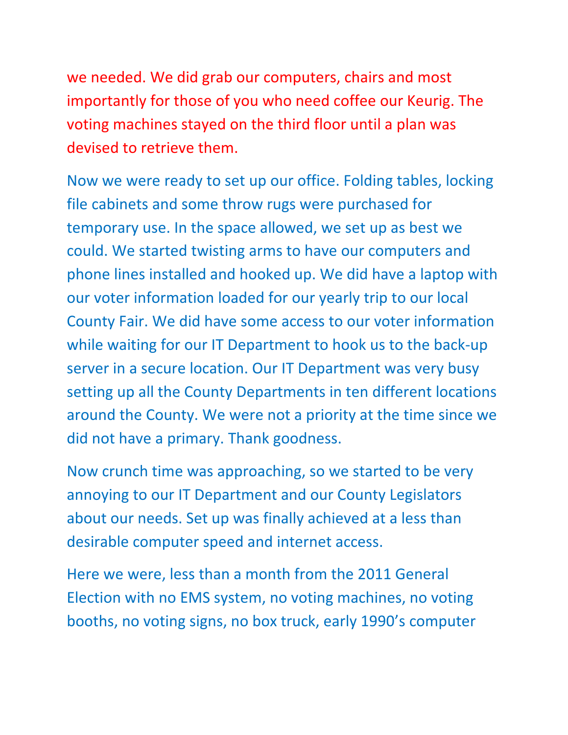we needed. We did grab our computers, chairs and most importantly for those of you who need coffee our Keurig. The voting machines stayed on the third floor until a plan was devised to retrieve them.

Now we were ready to set up our office. Folding tables, locking file cabinets and some throw rugs were purchased for temporary use. In the space allowed, we set up as best we could. We started twisting arms to have our computers and phone lines installed and hooked up. We did have a laptop with our voter information loaded for our yearly trip to our local County Fair. We did have some access to our voter information while waiting for our IT Department to hook us to the back-up server in a secure location. Our IT Department was very busy setting up all the County Departments in ten different locations around the County. We were not a priority at the time since we did not have a primary. Thank goodness.

Now crunch time was approaching, so we started to be very annoying to our IT Department and our County Legislators about our needs. Set up was finally achieved at a less than desirable computer speed and internet access.

Here we were, less than a month from the 2011 General Election with no EMS system, no voting machines, no voting booths, no voting signs, no box truck, early 1990's computer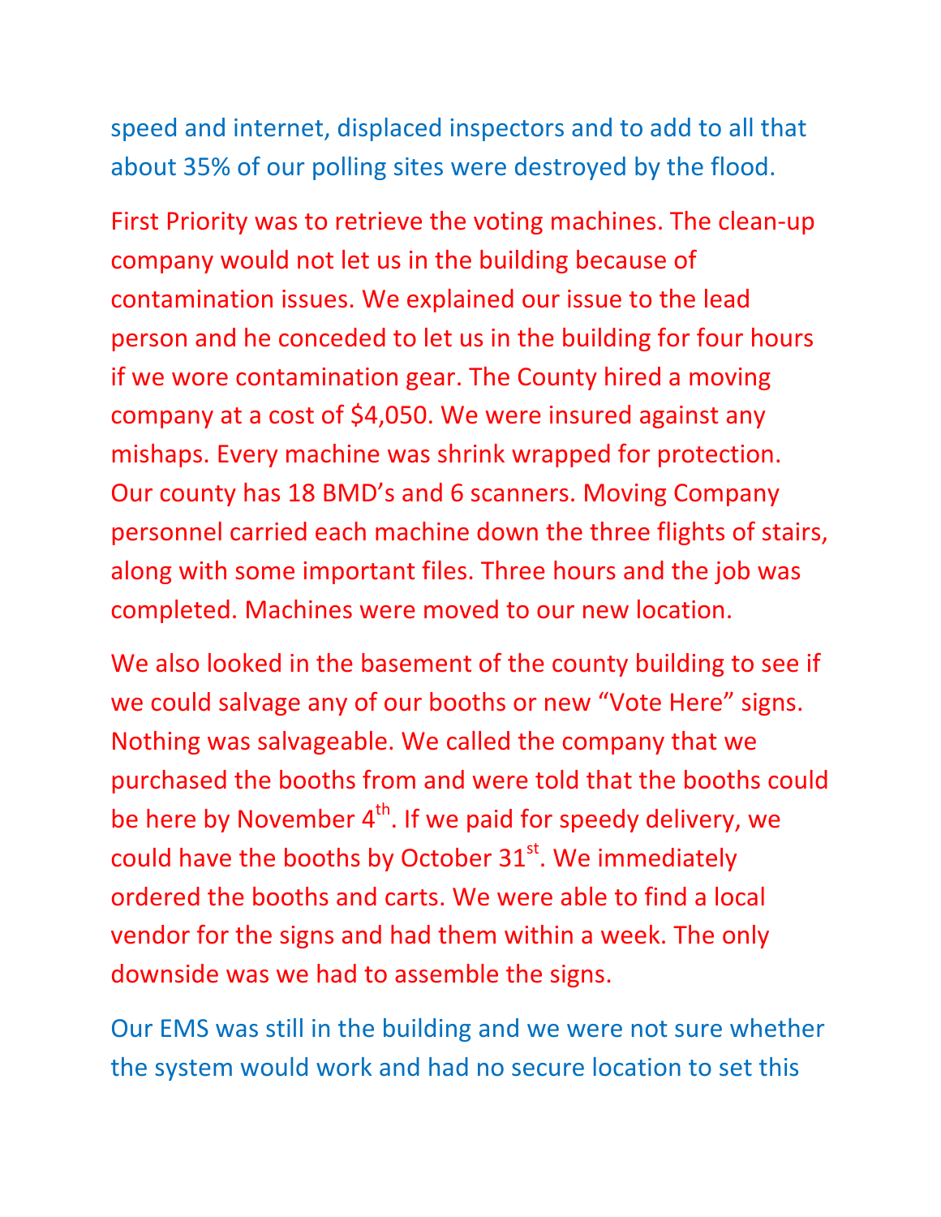speed and internet, displaced inspectors and to add to all that about 35% of our polling sites were destroyed by the flood.

First Priority was to retrieve the voting machines. The clean-up company would not let us in the building because of contamination issues. We explained our issue to the lead person and he conceded to let us in the building for four hours if we wore contamination gear. The County hired a moving company at a cost of $4,050. We were insured against any mishaps. Every machine was shrink wrapped for protection. Our county has 18 BMD's and 6 scanners. Moving Company personnel carried each machine down the three flights of stairs, along with some important files. Three hours and the job was completed. Machines were moved to our new location.

We also looked in the basement of the county building to see if we could salvage any of our booths or new "Vote Here" signs. Nothing was salvageable. We called the company that we purchased the booths from and were told that the booths could be here by November 4th. If we paid for speedy delivery, we could have the booths by October 31st. We immediately ordered the booths and carts. We were able to find a local vendor for the signs and had them within a week. The only downside was we had to assemble the signs.

Our EMS was still in the building and we were not sure whether the system would work and had no secure location to set this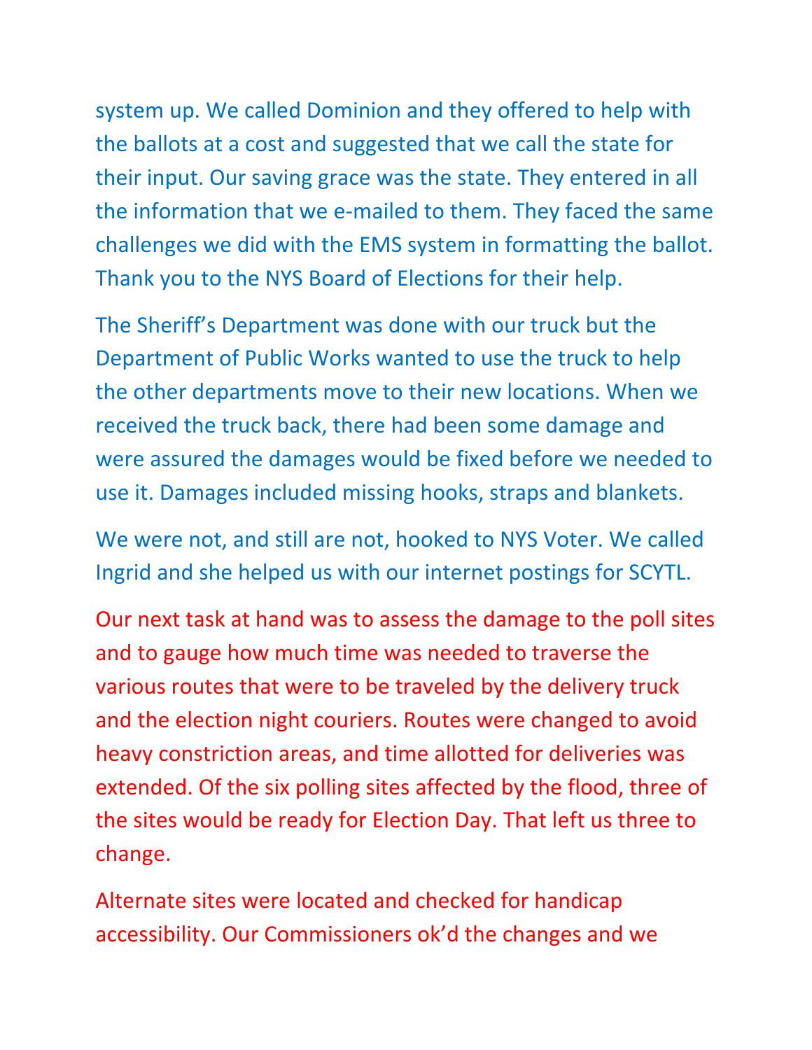system up. We called Dominion and they offered to help with the ballots at a cost and suggested that we call the state for their input. Our saving grace was the state. They entered in all the information that we e-mailed to them. They faced the same challenges we did with the EMS system in formatting the ballot. Thank you to the NYS Board of Elections for their help.

The Sheriff's Department was done with our truck but the Department of Public Works wanted to use the truck to help the other departments move to their new locations. When we received the truck back, there had been some damage and were assured the damages would be fixed before we needed to use it. Damages included missing hooks, straps and blankets.

We were not, and still are not, hooked to NYS Voter. We called Ingrid and she helped us with our internet postings for SCYTL.

Our next task at hand was to assess the damage to the poll sites and to gauge how much time was needed to traverse the various routes that were to be traveled by the delivery truck and the election night couriers. Routes were changed to avoid heavy constriction areas, and time allotted for deliveries was extended. Of the six polling sites affected by the flood, three of the sites would be ready for Election Day. That left us three to change.

Alternate sites were located and checked for handicap accessibility. Our Commissioners ok'd the changes and we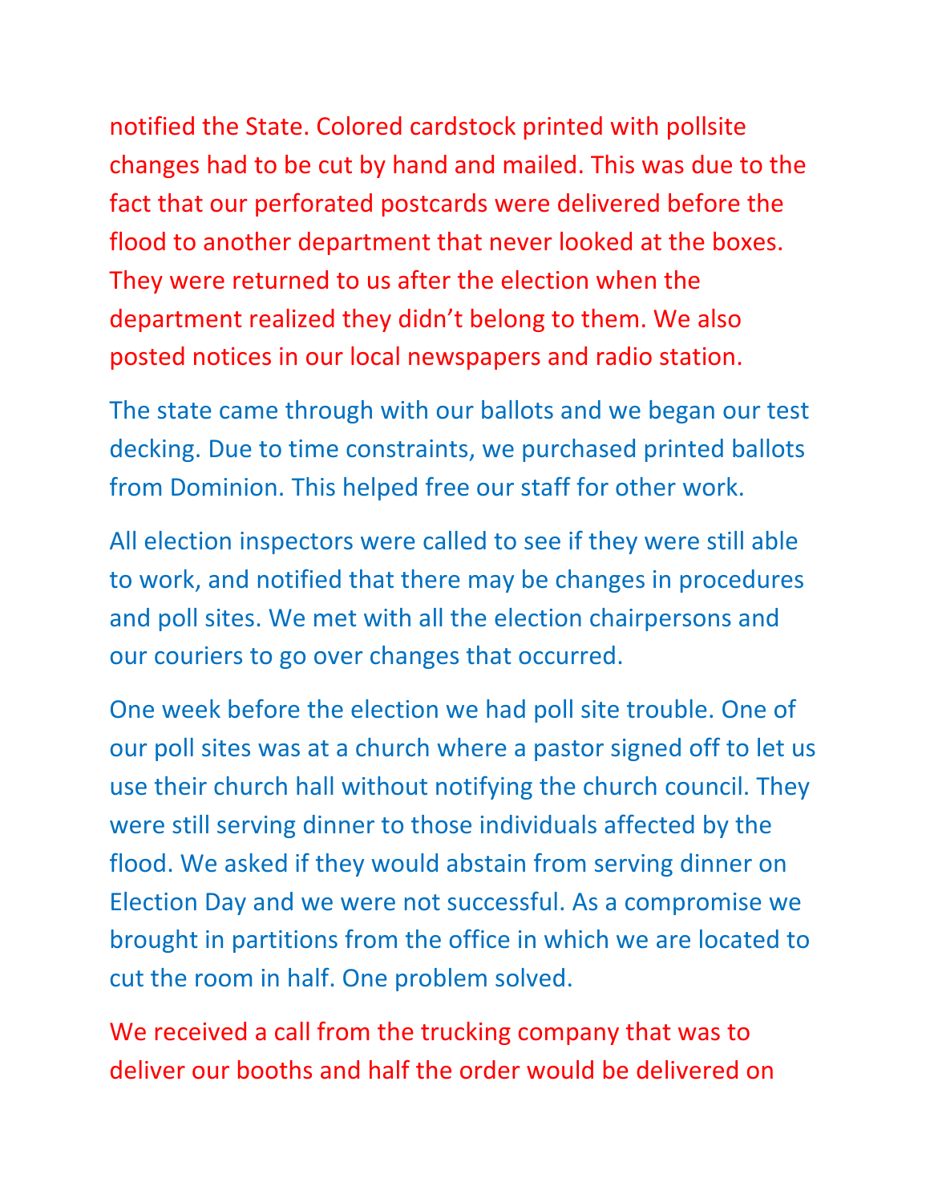notified the State. Colored cardstock printed with pollsite changes had to be cut by hand and mailed. This was due to the fact that our perforated postcards were delivered before the flood to another department that never looked at the boxes. They were returned to us after the election when the department realized they didn't belong to them. We also posted notices in our local newspapers and radio station.

The state came through with our ballots and we began our test decking. Due to time constraints, we purchased printed ballots from Dominion. This helped free our staff for other work.

All election inspectors were called to see if they were still able to work, and notified that there may be changes in procedures and poll sites. We met with all the election chairpersons and our couriers to go over changes that occurred.

One week before the election we had poll site trouble. One of our poll sites was at a church where a pastor signed off to let us use their church hall without notifying the church council. They were still serving dinner to those individuals affected by the flood. We asked if they would abstain from serving dinner on Election Day and we were not successful. As a compromise we brought in partitions from the office in which we are located to cut the room in half. One problem solved.

We received a call from the trucking company that was to deliver our booths and half the order would be delivered on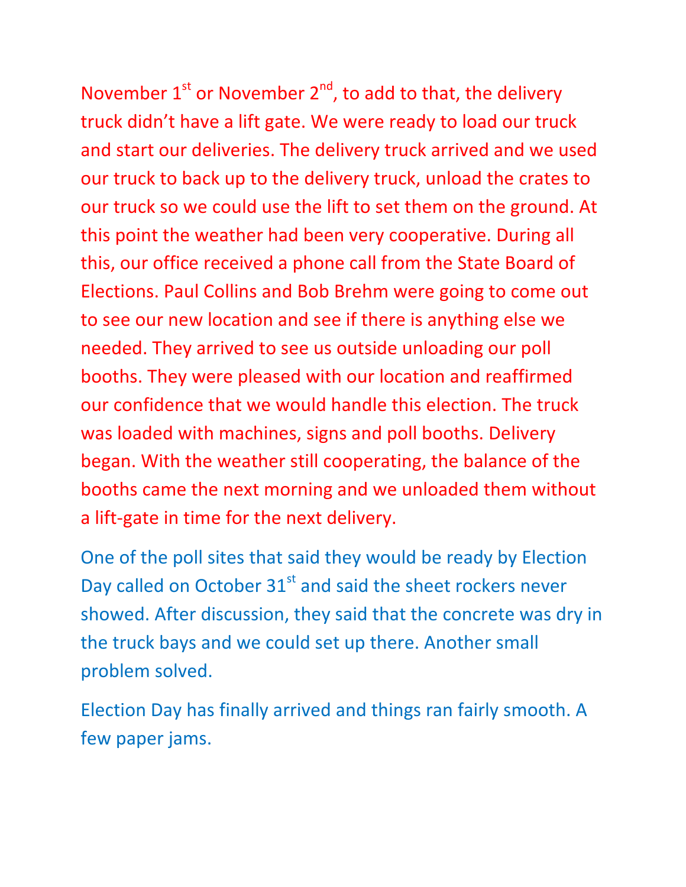November 1st or November 2nd, to add to that, the delivery truck didn't have a lift gate. We were ready to load our truck and start our deliveries. The delivery truck arrived and we used our truck to back up to the delivery truck, unload the crates to our truck so we could use the lift to set them on the ground. At this point the weather had been very cooperative. During all this, our office received a phone call from the State Board of Elections. Paul Collins and Bob Brehm were going to come out to see our new location and see if there is anything else we needed. They arrived to see us outside unloading our poll booths. They were pleased with our location and reaffirmed our confidence that we would handle this election. The truck was loaded with machines, signs and poll booths. Delivery began. With the weather still cooperating, the balance of the booths came the next morning and we unloaded them without a lift-gate in time for the next delivery.

One of the poll sites that said they would be ready by Election Day called on October 31st and said the sheet rockers never showed. After discussion, they said that the concrete was dry in the truck bays and we could set up there. Another small problem solved.

Election Day has finally arrived and things ran fairly smooth. A few paper jams.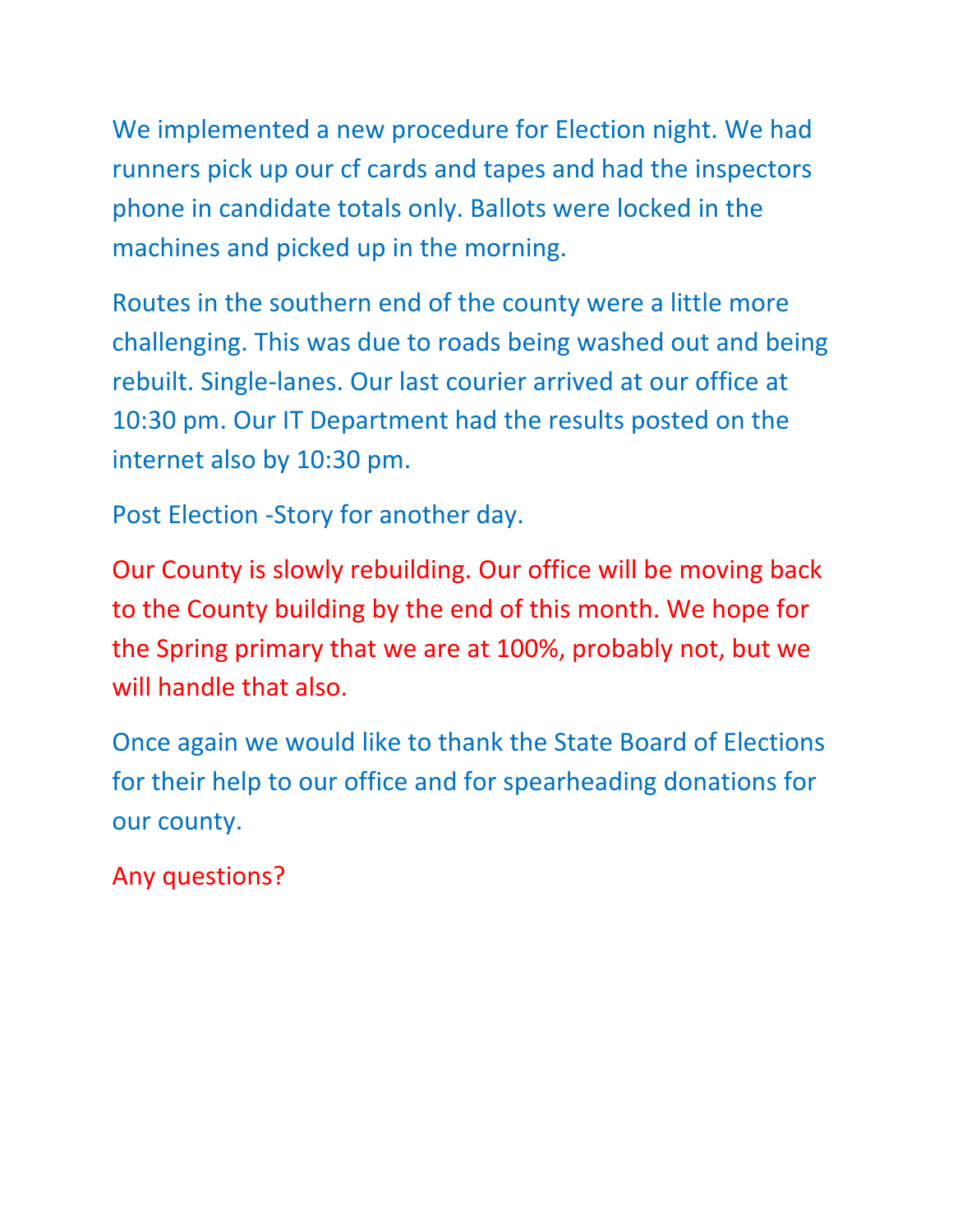We implemented a new procedure for Election night. We had runners pick up our cf cards and tapes and had the inspectors phone in candidate totals only. Ballots were locked in the machines and picked up in the morning.

Routes in the southern end of the county were a little more challenging. This was due to roads being washed out and being rebuilt. Single-lanes. Our last courier arrived at our office at 10:30 pm. Our IT Department had the results posted on the internet also by 10:30 pm.

Post Election -Story for another day.

Our County is slowly rebuilding. Our office will be moving back to the County building by the end of this month. We hope for the Spring primary that we are at 100%, probably not, but we will handle that also.

Once again we would like to thank the State Board of Elections for their help to our office and for spearheading donations for our county.

Any questions?